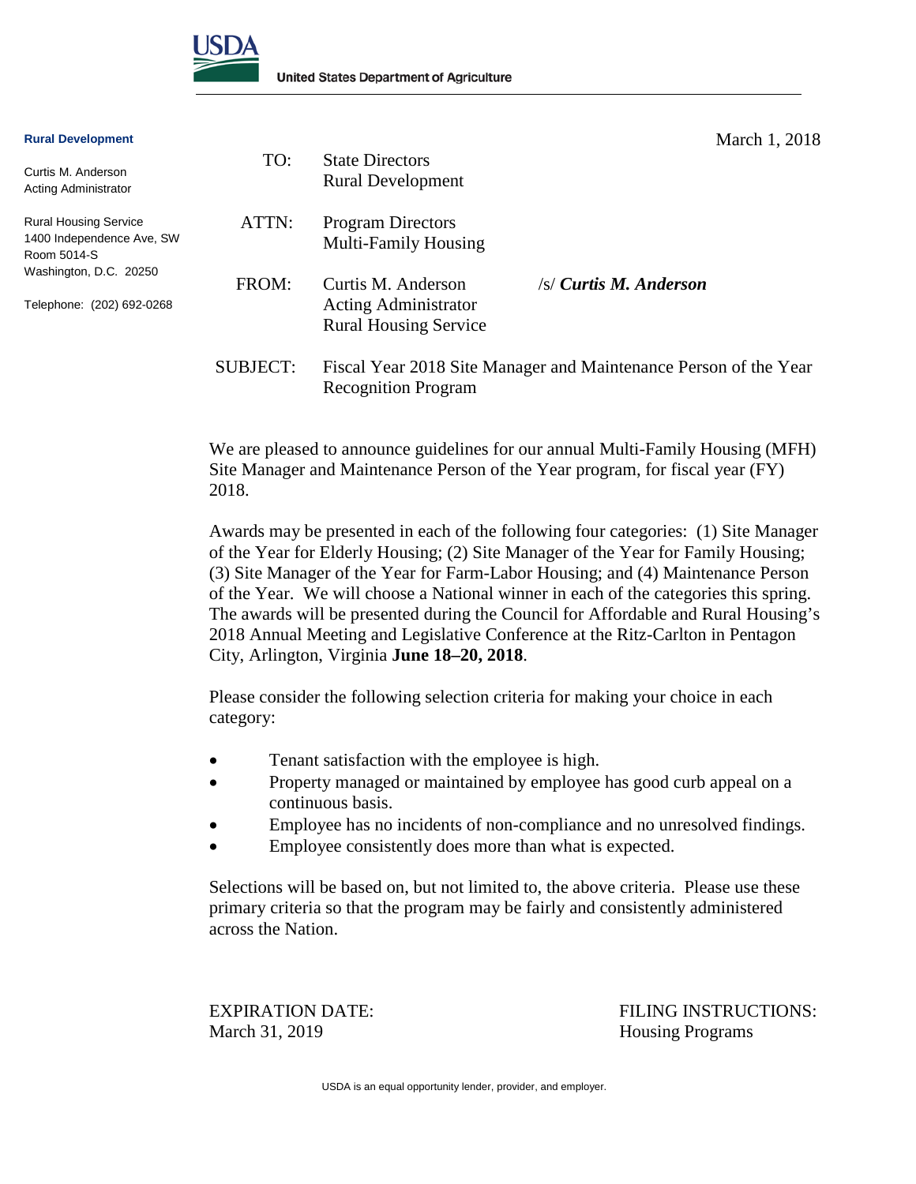United States Department of Agriculture

**Rural Development**

Curtis M. Anderson
Acting Administrator

Rural Housing Service
1400 Independence Ave, SW
Room 5014-S
Washington, D.C. 20250

Telephone: (202) 692-0268

March 1, 2018

TO: State Directors
Rural Development

ATTN: Program Directors
Multi-Family Housing

FROM: Curtis M. Anderson /s/ ***Curtis M. Anderson***
Acting Administrator
Rural Housing Service

SUBJECT: Fiscal Year 2018 Site Manager and Maintenance Person of the Year Recognition Program

We are pleased to announce guidelines for our annual Multi-Family Housing (MFH) Site Manager and Maintenance Person of the Year program, for fiscal year (FY) 2018.

Awards may be presented in each of the following four categories: (1) Site Manager of the Year for Elderly Housing; (2) Site Manager of the Year for Family Housing; (3) Site Manager of the Year for Farm-Labor Housing; and (4) Maintenance Person of the Year. We will choose a National winner in each of the categories this spring. The awards will be presented during the Council for Affordable and Rural Housing's 2018 Annual Meeting and Legislative Conference at the Ritz-Carlton in Pentagon City, Arlington, Virginia **June 18–20, 2018**.

Please consider the following selection criteria for making your choice in each category:

- Tenant satisfaction with the employee is high.
- Property managed or maintained by employee has good curb appeal on a continuous basis.
- Employee has no incidents of non-compliance and no unresolved findings.
- Employee consistently does more than what is expected.

Selections will be based on, but not limited to, the above criteria. Please use these primary criteria so that the program may be fairly and consistently administered across the Nation.

EXPIRATION DATE:
March 31, 2019

FILING INSTRUCTIONS:
Housing Programs

USDA is an equal opportunity lender, provider, and employer.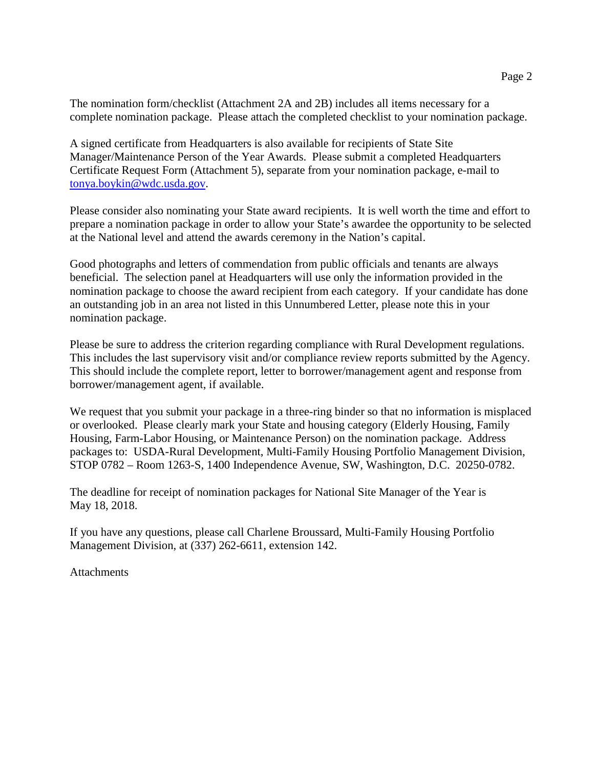The nomination form/checklist (Attachment 2A and 2B) includes all items necessary for a complete nomination package. Please attach the completed checklist to your nomination package.

A signed certificate from Headquarters is also available for recipients of State Site Manager/Maintenance Person of the Year Awards. Please submit a completed Headquarters Certificate Request Form (Attachment 5), separate from your nomination package, e-mail to tonya.boykin@wdc.usda.gov.

Please consider also nominating your State award recipients. It is well worth the time and effort to prepare a nomination package in order to allow your State's awardee the opportunity to be selected at the National level and attend the awards ceremony in the Nation's capital.

Good photographs and letters of commendation from public officials and tenants are always beneficial. The selection panel at Headquarters will use only the information provided in the nomination package to choose the award recipient from each category. If your candidate has done an outstanding job in an area not listed in this Unnumbered Letter, please note this in your nomination package.

Please be sure to address the criterion regarding compliance with Rural Development regulations. This includes the last supervisory visit and/or compliance review reports submitted by the Agency. This should include the complete report, letter to borrower/management agent and response from borrower/management agent, if available.

We request that you submit your package in a three-ring binder so that no information is misplaced or overlooked. Please clearly mark your State and housing category (Elderly Housing, Family Housing, Farm-Labor Housing, or Maintenance Person) on the nomination package. Address packages to: USDA-Rural Development, Multi-Family Housing Portfolio Management Division, STOP 0782 – Room 1263-S, 1400 Independence Avenue, SW, Washington, D.C. 20250-0782.

The deadline for receipt of nomination packages for National Site Manager of the Year is May 18, 2018.

If you have any questions, please call Charlene Broussard, Multi-Family Housing Portfolio Management Division, at (337) 262-6611, extension 142.

Attachments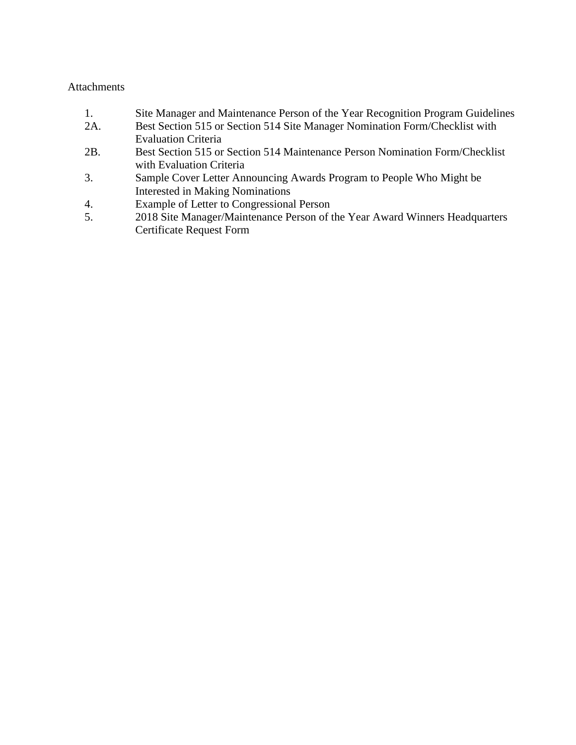Attachments

1. Site Manager and Maintenance Person of the Year Recognition Program Guidelines
2A. Best Section 515 or Section 514 Site Manager Nomination Form/Checklist with Evaluation Criteria
2B. Best Section 515 or Section 514 Maintenance Person Nomination Form/Checklist with Evaluation Criteria
3. Sample Cover Letter Announcing Awards Program to People Who Might be Interested in Making Nominations
4. Example of Letter to Congressional Person
5. 2018 Site Manager/Maintenance Person of the Year Award Winners Headquarters Certificate Request Form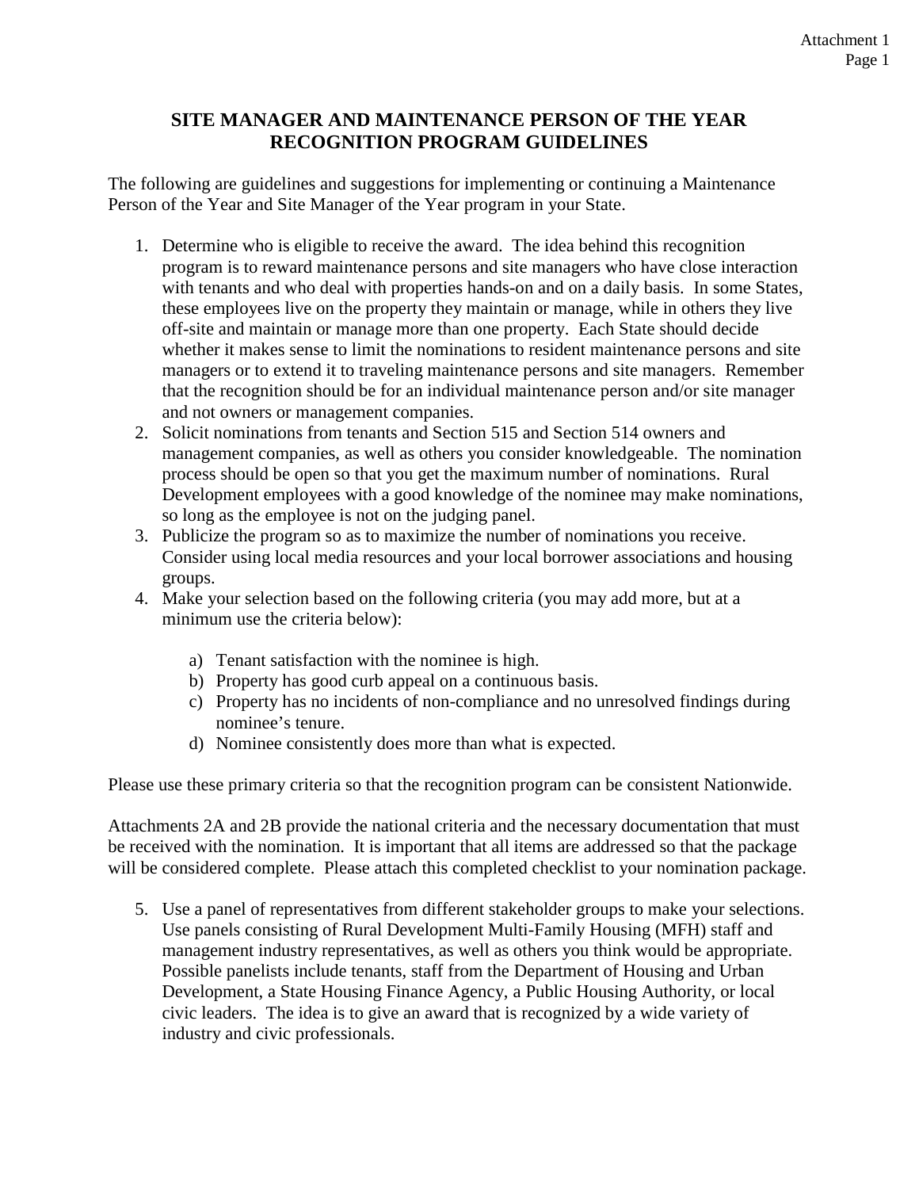Attachment 1

# SITE MANAGER AND MAINTENANCE PERSON OF THE YEAR RECOGNITION PROGRAM GUIDELINES

The following are guidelines and suggestions for implementing or continuing a Maintenance Person of the Year and Site Manager of the Year program in your State.

1. Determine who is eligible to receive the award. The idea behind this recognition program is to reward maintenance persons and site managers who have close interaction with tenants and who deal with properties hands-on and on a daily basis. In some States, these employees live on the property they maintain or manage, while in others they live off-site and maintain or manage more than one property. Each State should decide whether it makes sense to limit the nominations to resident maintenance persons and site managers or to extend it to traveling maintenance persons and site managers. Remember that the recognition should be for an individual maintenance person and/or site manager and not owners or management companies.
2. Solicit nominations from tenants and Section 515 and Section 514 owners and management companies, as well as others you consider knowledgeable. The nomination process should be open so that you get the maximum number of nominations. Rural Development employees with a good knowledge of the nominee may make nominations, so long as the employee is not on the judging panel.
3. Publicize the program so as to maximize the number of nominations you receive. Consider using local media resources and your local borrower associations and housing groups.
4. Make your selection based on the following criteria (you may add more, but at a minimum use the criteria below):

   a) Tenant satisfaction with the nominee is high.
   b) Property has good curb appeal on a continuous basis.
   c) Property has no incidents of non-compliance and no unresolved findings during nominee's tenure.
   d) Nominee consistently does more than what is expected.

Please use these primary criteria so that the recognition program can be consistent Nationwide.

Attachments 2A and 2B provide the national criteria and the necessary documentation that must be received with the nomination. It is important that all items are addressed so that the package will be considered complete. Please attach this completed checklist to your nomination package.

5. Use a panel of representatives from different stakeholder groups to make your selections. Use panels consisting of Rural Development Multi-Family Housing (MFH) staff and management industry representatives, as well as others you think would be appropriate. Possible panelists include tenants, staff from the Department of Housing and Urban Development, a State Housing Finance Agency, a Public Housing Authority, or local civic leaders. The idea is to give an award that is recognized by a wide variety of industry and civic professionals.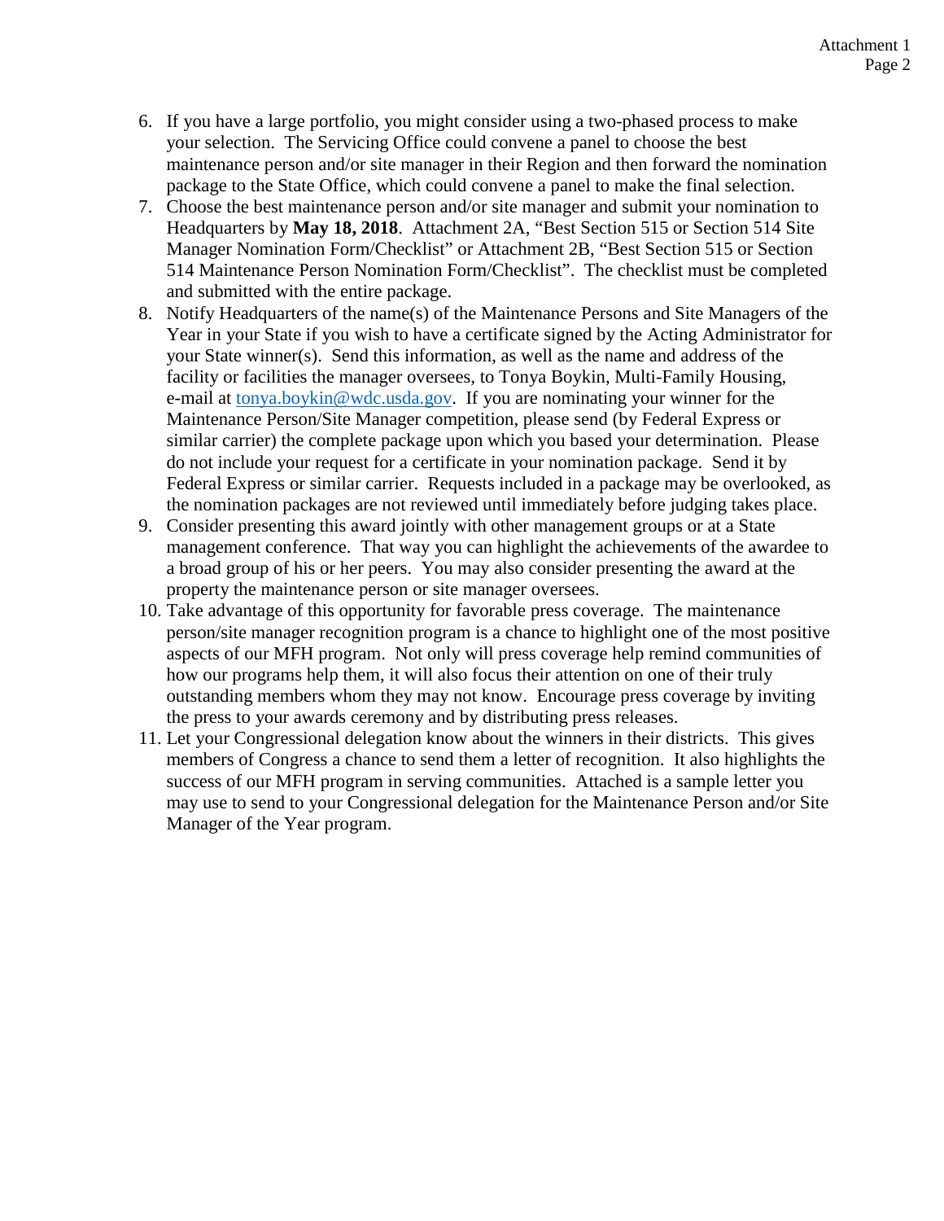6. If you have a large portfolio, you might consider using a two-phased process to make your selection. The Servicing Office could convene a panel to choose the best maintenance person and/or site manager in their Region and then forward the nomination package to the State Office, which could convene a panel to make the final selection.
7. Choose the best maintenance person and/or site manager and submit your nomination to Headquarters by **May 18, 2018**. Attachment 2A, "Best Section 515 or Section 514 Site Manager Nomination Form/Checklist" or Attachment 2B, "Best Section 515 or Section 514 Maintenance Person Nomination Form/Checklist". The checklist must be completed and submitted with the entire package.
8. Notify Headquarters of the name(s) of the Maintenance Persons and Site Managers of the Year in your State if you wish to have a certificate signed by the Acting Administrator for your State winner(s). Send this information, as well as the name and address of the facility or facilities the manager oversees, to Tonya Boykin, Multi-Family Housing, e-mail at tonya.boykin@wdc.usda.gov. If you are nominating your winner for the Maintenance Person/Site Manager competition, please send (by Federal Express or similar carrier) the complete package upon which you based your determination. Please do not include your request for a certificate in your nomination package. Send it by Federal Express or similar carrier. Requests included in a package may be overlooked, as the nomination packages are not reviewed until immediately before judging takes place.
9. Consider presenting this award jointly with other management groups or at a State management conference. That way you can highlight the achievements of the awardee to a broad group of his or her peers. You may also consider presenting the award at the property the maintenance person or site manager oversees.
10. Take advantage of this opportunity for favorable press coverage. The maintenance person/site manager recognition program is a chance to highlight one of the most positive aspects of our MFH program. Not only will press coverage help remind communities of how our programs help them, it will also focus their attention on one of their truly outstanding members whom they may not know. Encourage press coverage by inviting the press to your awards ceremony and by distributing press releases.
11. Let your Congressional delegation know about the winners in their districts. This gives members of Congress a chance to send them a letter of recognition. It also highlights the success of our MFH program in serving communities. Attached is a sample letter you may use to send to your Congressional delegation for the Maintenance Person and/or Site Manager of the Year program.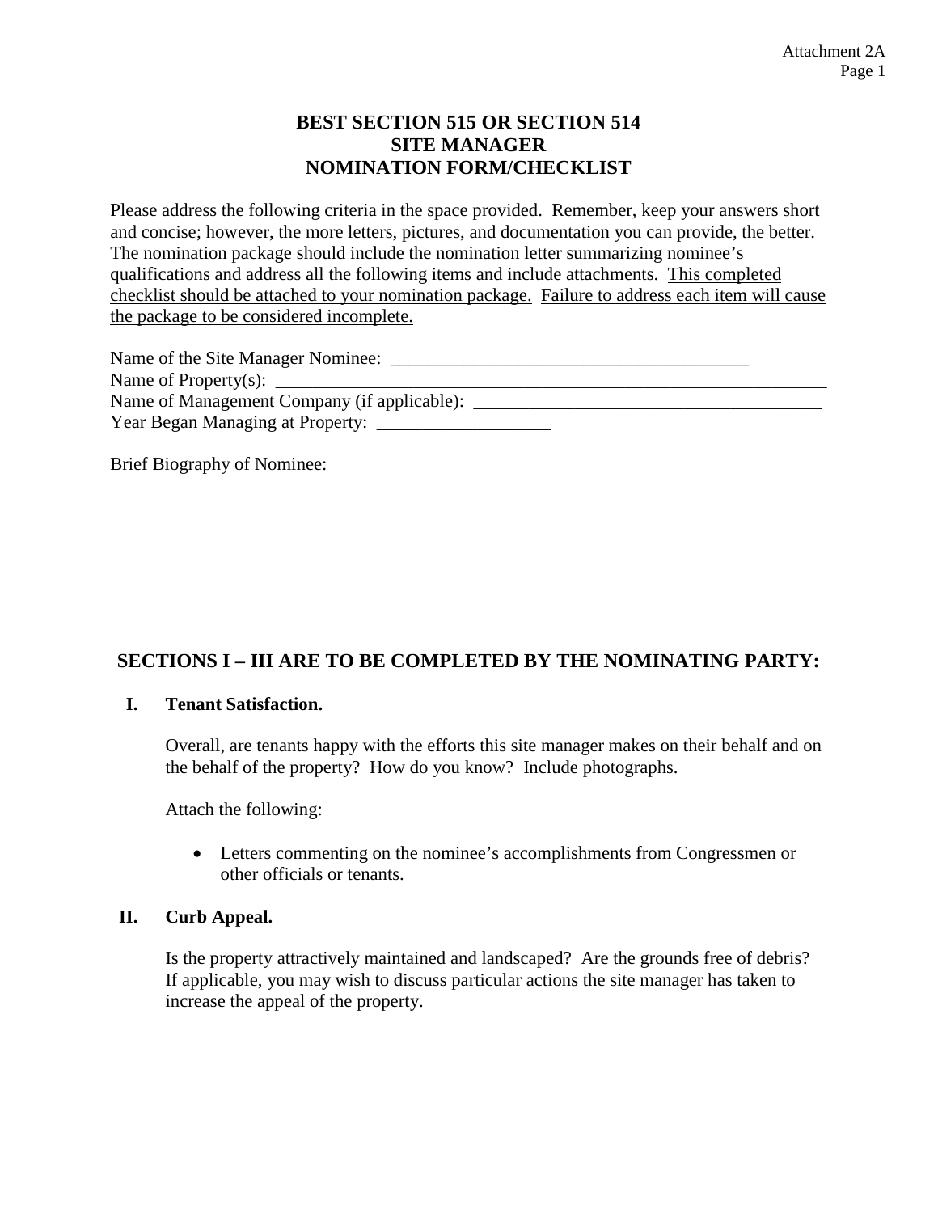Attachment 2A

# BEST SECTION 515 OR SECTION 514 SITE MANAGER NOMINATION FORM/CHECKLIST

Please address the following criteria in the space provided. Remember, keep your answers short and concise; however, the more letters, pictures, and documentation you can provide, the better. The nomination package should include the nomination letter summarizing nominee's qualifications and address all the following items and include attachments. <u>This completed checklist should be attached to your nomination package.</u> <u>Failure to address each item will cause the package to be considered incomplete.</u>

Name of the Site Manager Nominee: ________________________________________
Name of Property(s): ______________________________________________________________
Name of Management Company (if applicable): ______________________________________
Year Began Managing at Property: ___________________

Brief Biography of Nominee:

## SECTIONS I – III ARE TO BE COMPLETED BY THE NOMINATING PARTY:

### I. Tenant Satisfaction.

Overall, are tenants happy with the efforts this site manager makes on their behalf and on the behalf of the property? How do you know? Include photographs.

Attach the following:

- Letters commenting on the nominee's accomplishments from Congressmen or other officials or tenants.

### II. Curb Appeal.

Is the property attractively maintained and landscaped? Are the grounds free of debris? If applicable, you may wish to discuss particular actions the site manager has taken to increase the appeal of the property.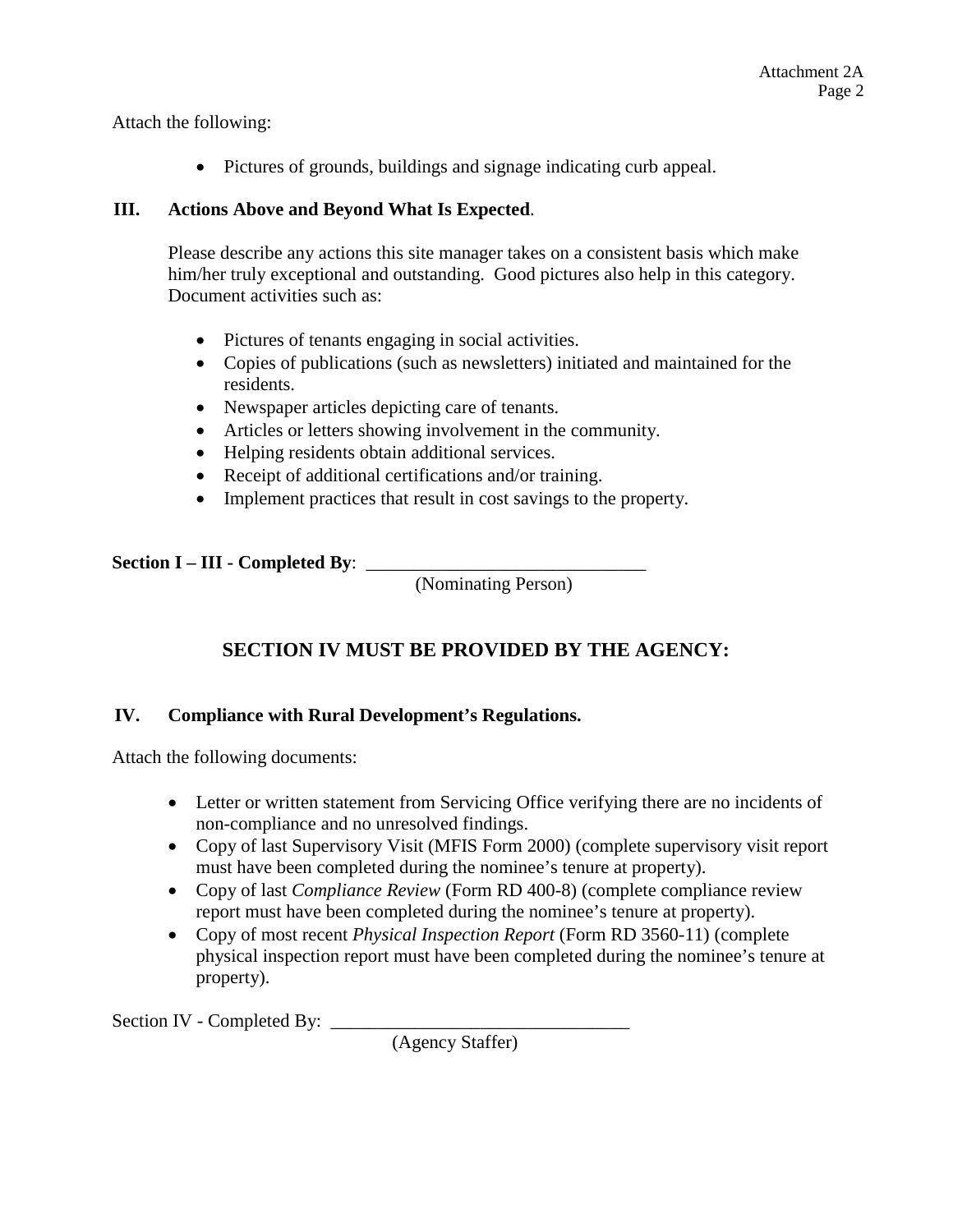Attach the following:

- Pictures of grounds, buildings and signage indicating curb appeal.

**III. Actions Above and Beyond What Is Expected**.

Please describe any actions this site manager takes on a consistent basis which make him/her truly exceptional and outstanding. Good pictures also help in this category. Document activities such as:

- Pictures of tenants engaging in social activities.
- Copies of publications (such as newsletters) initiated and maintained for the residents.
- Newspaper articles depicting care of tenants.
- Articles or letters showing involvement in the community.
- Helping residents obtain additional services.
- Receipt of additional certifications and/or training.
- Implement practices that result in cost savings to the property.

**Section I – III - Completed By**: ______________________________
(Nominating Person)

## SECTION IV MUST BE PROVIDED BY THE AGENCY:

**IV. Compliance with Rural Development's Regulations.**

Attach the following documents:

- Letter or written statement from Servicing Office verifying there are no incidents of non-compliance and no unresolved findings.
- Copy of last Supervisory Visit (MFIS Form 2000) (complete supervisory visit report must have been completed during the nominee's tenure at property).
- Copy of last *Compliance Review* (Form RD 400-8) (complete compliance review report must have been completed during the nominee's tenure at property).
- Copy of most recent *Physical Inspection Report* (Form RD 3560-11) (complete physical inspection report must have been completed during the nominee's tenure at property).

Section IV - Completed By: ________________________________
(Agency Staffer)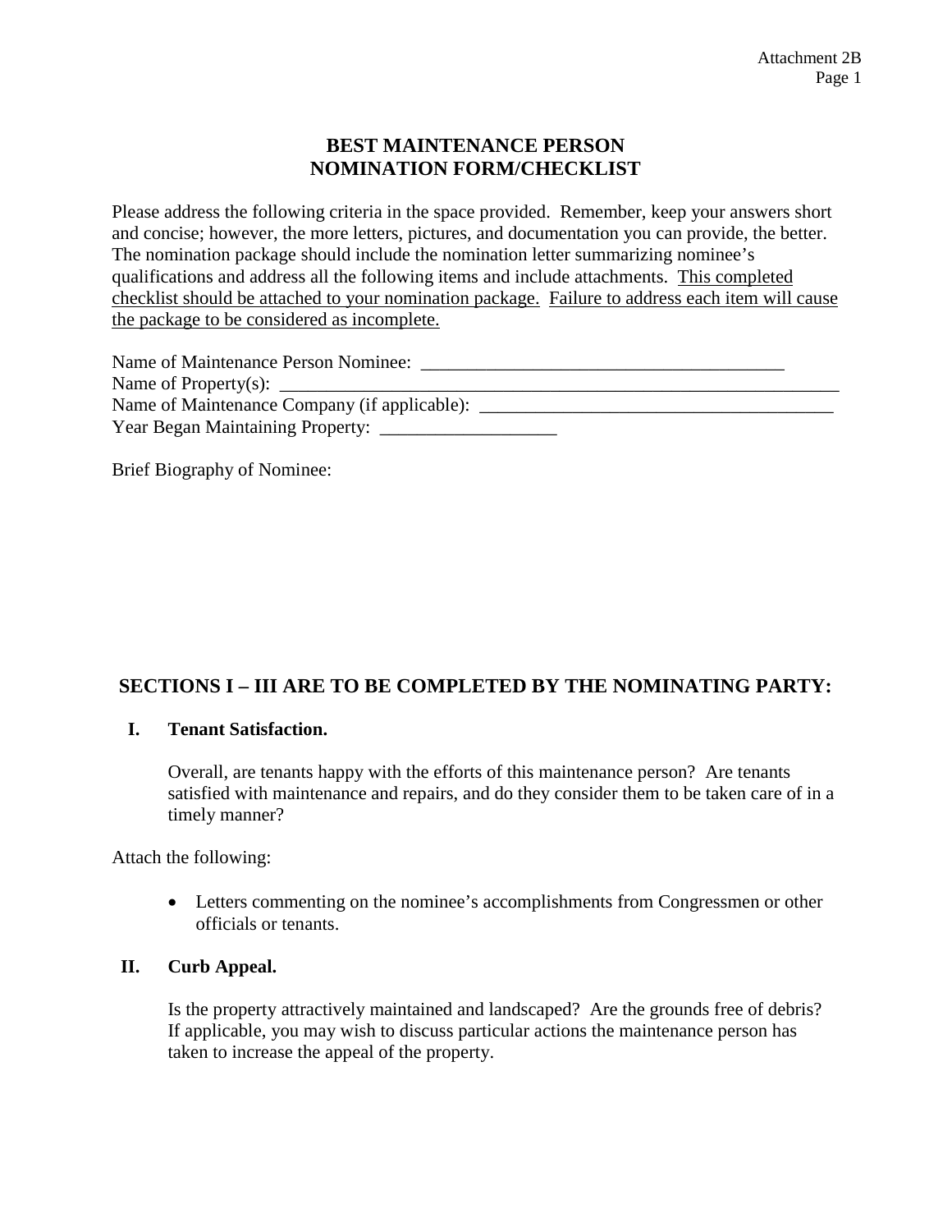# BEST MAINTENANCE PERSON NOMINATION FORM/CHECKLIST

Please address the following criteria in the space provided. Remember, keep your answers short and concise; however, the more letters, pictures, and documentation you can provide, the better. The nomination package should include the nomination letter summarizing nominee's qualifications and address all the following items and include attachments. <u>This completed checklist should be attached to your nomination package.</u> <u>Failure to address each item will cause the package to be considered as incomplete.</u>

Name of Maintenance Person Nominee: ________________________________________
Name of Property(s): ____________________________________________________________
Name of Maintenance Company (if applicable): _______________________________________
Year Began Maintaining Property: ___________________

Brief Biography of Nominee:

## SECTIONS I – III ARE TO BE COMPLETED BY THE NOMINATING PARTY:

### I. Tenant Satisfaction.

Overall, are tenants happy with the efforts of this maintenance person? Are tenants satisfied with maintenance and repairs, and do they consider them to be taken care of in a timely manner?

Attach the following:

- Letters commenting on the nominee's accomplishments from Congressmen or other officials or tenants.

### II. Curb Appeal.

Is the property attractively maintained and landscaped? Are the grounds free of debris? If applicable, you may wish to discuss particular actions the maintenance person has taken to increase the appeal of the property.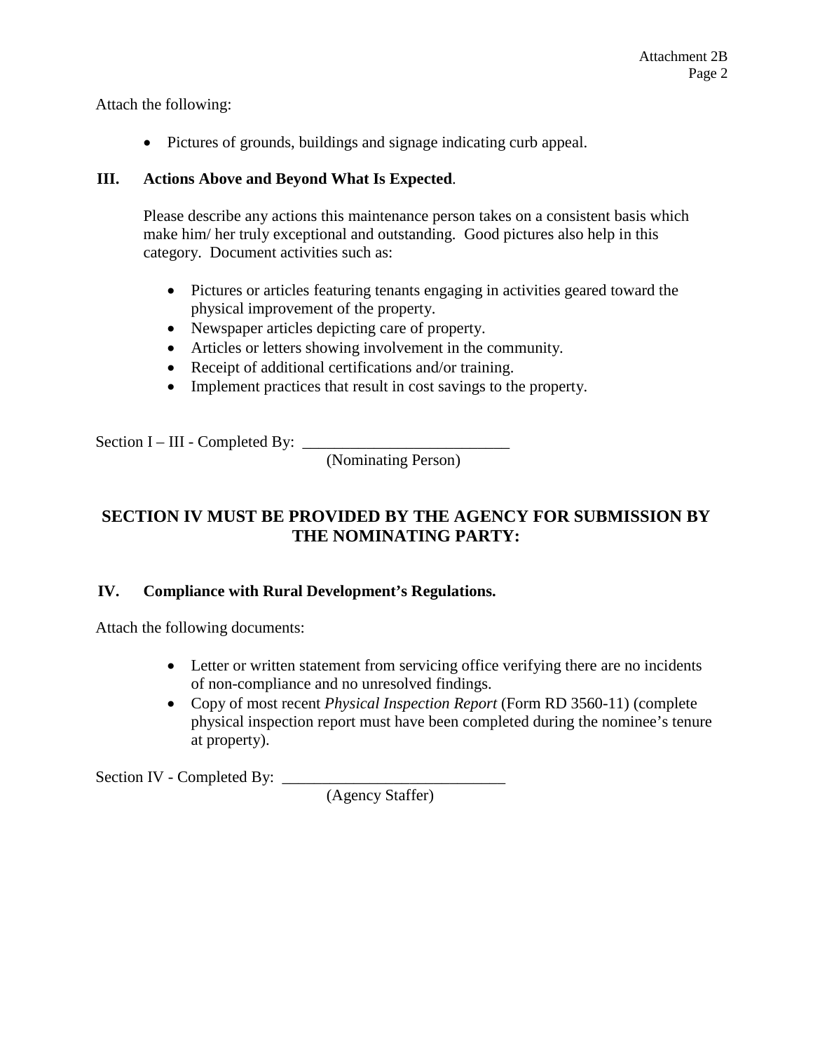Attach the following:

- Pictures of grounds, buildings and signage indicating curb appeal.

### III. Actions Above and Beyond What Is Expected.

Please describe any actions this maintenance person takes on a consistent basis which make him/ her truly exceptional and outstanding. Good pictures also help in this category. Document activities such as:

- Pictures or articles featuring tenants engaging in activities geared toward the physical improvement of the property.
- Newspaper articles depicting care of property.
- Articles or letters showing involvement in the community.
- Receipt of additional certifications and/or training.
- Implement practices that result in cost savings to the property.

Section I – III - Completed By: __________________________
(Nominating Person)

## SECTION IV MUST BE PROVIDED BY THE AGENCY FOR SUBMISSION BY THE NOMINATING PARTY:

### IV. Compliance with Rural Development's Regulations.

Attach the following documents:

- Letter or written statement from servicing office verifying there are no incidents of non-compliance and no unresolved findings.
- Copy of most recent *Physical Inspection Report* (Form RD 3560-11) (complete physical inspection report must have been completed during the nominee's tenure at property).

Section IV - Completed By: ____________________________
(Agency Staffer)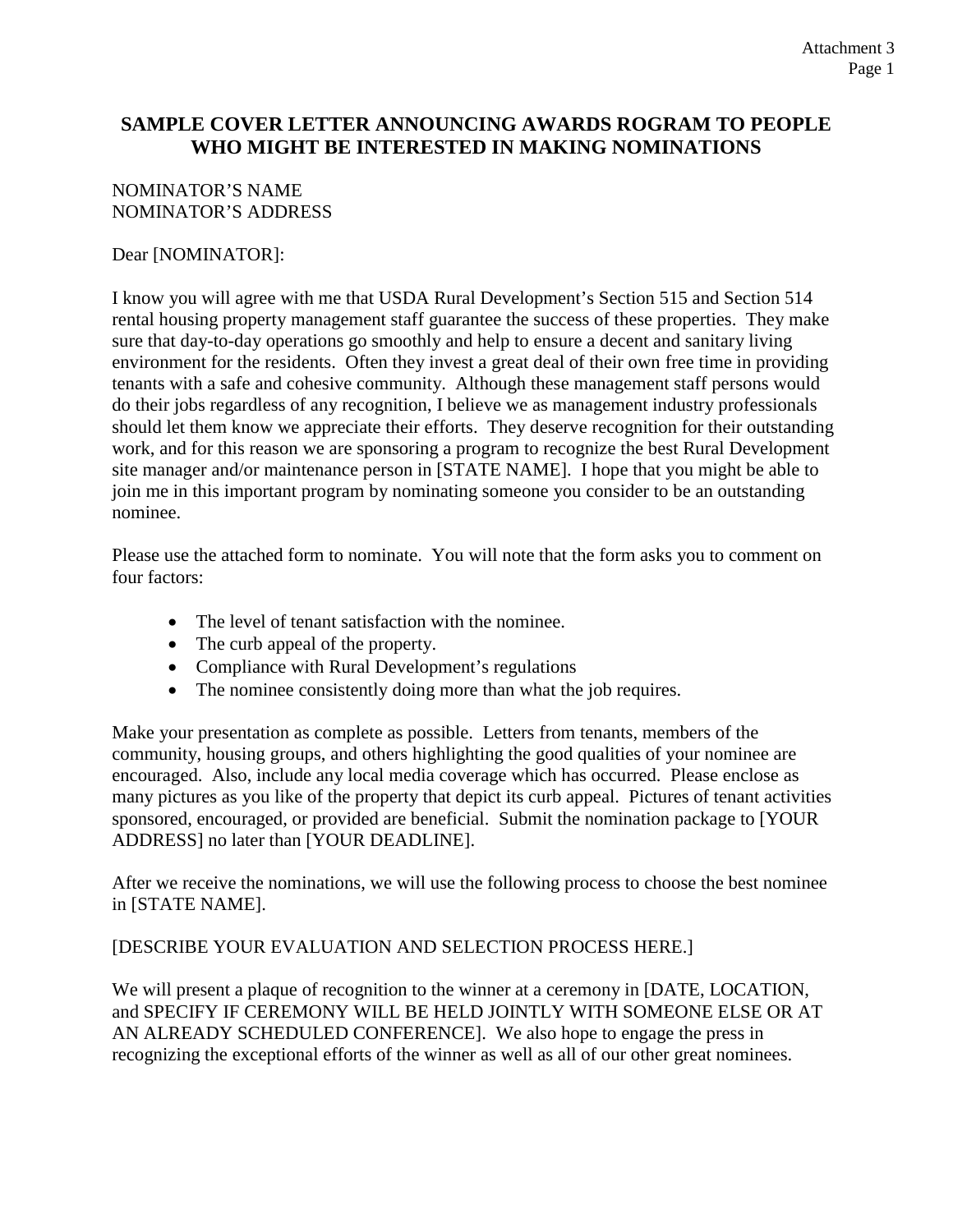## SAMPLE COVER LETTER ANNOUNCING AWARDS ROGRAM TO PEOPLE WHO MIGHT BE INTERESTED IN MAKING NOMINATIONS

NOMINATOR'S NAME
NOMINATOR'S ADDRESS

Dear [NOMINATOR]:

I know you will agree with me that USDA Rural Development's Section 515 and Section 514 rental housing property management staff guarantee the success of these properties. They make sure that day-to-day operations go smoothly and help to ensure a decent and sanitary living environment for the residents. Often they invest a great deal of their own free time in providing tenants with a safe and cohesive community. Although these management staff persons would do their jobs regardless of any recognition, I believe we as management industry professionals should let them know we appreciate their efforts. They deserve recognition for their outstanding work, and for this reason we are sponsoring a program to recognize the best Rural Development site manager and/or maintenance person in [STATE NAME]. I hope that you might be able to join me in this important program by nominating someone you consider to be an outstanding nominee.

Please use the attached form to nominate. You will note that the form asks you to comment on four factors:

- The level of tenant satisfaction with the nominee.
- The curb appeal of the property.
- Compliance with Rural Development's regulations
- The nominee consistently doing more than what the job requires.

Make your presentation as complete as possible. Letters from tenants, members of the community, housing groups, and others highlighting the good qualities of your nominee are encouraged. Also, include any local media coverage which has occurred. Please enclose as many pictures as you like of the property that depict its curb appeal. Pictures of tenant activities sponsored, encouraged, or provided are beneficial. Submit the nomination package to [YOUR ADDRESS] no later than [YOUR DEADLINE].

After we receive the nominations, we will use the following process to choose the best nominee in [STATE NAME].

[DESCRIBE YOUR EVALUATION AND SELECTION PROCESS HERE.]

We will present a plaque of recognition to the winner at a ceremony in [DATE, LOCATION, and SPECIFY IF CEREMONY WILL BE HELD JOINTLY WITH SOMEONE ELSE OR AT AN ALREADY SCHEDULED CONFERENCE]. We also hope to engage the press in recognizing the exceptional efforts of the winner as well as all of our other great nominees.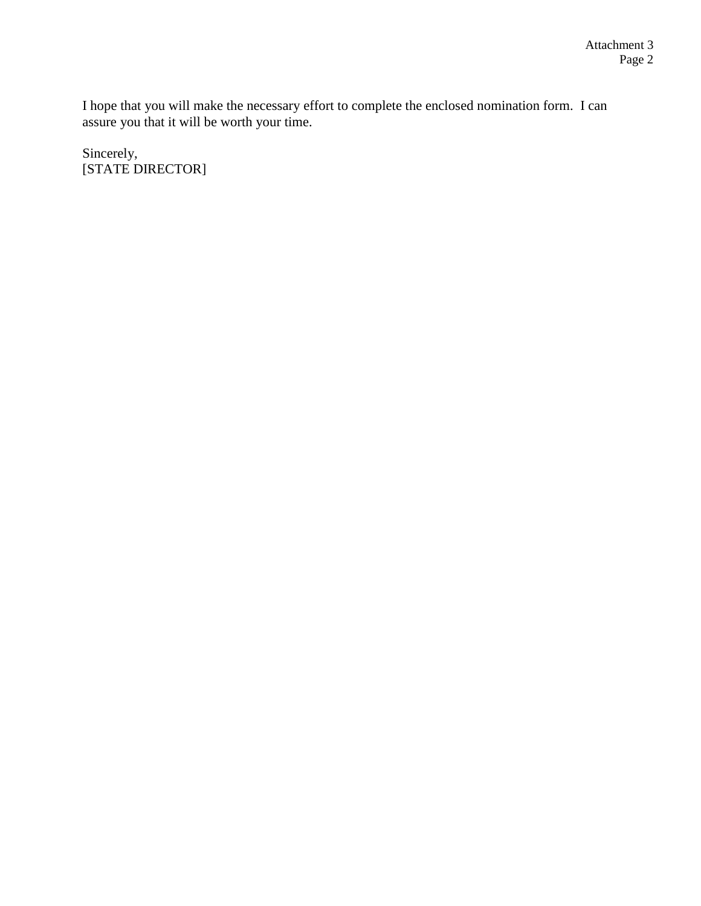I hope that you will make the necessary effort to complete the enclosed nomination form. I can assure you that it will be worth your time.

Sincerely,
[STATE DIRECTOR]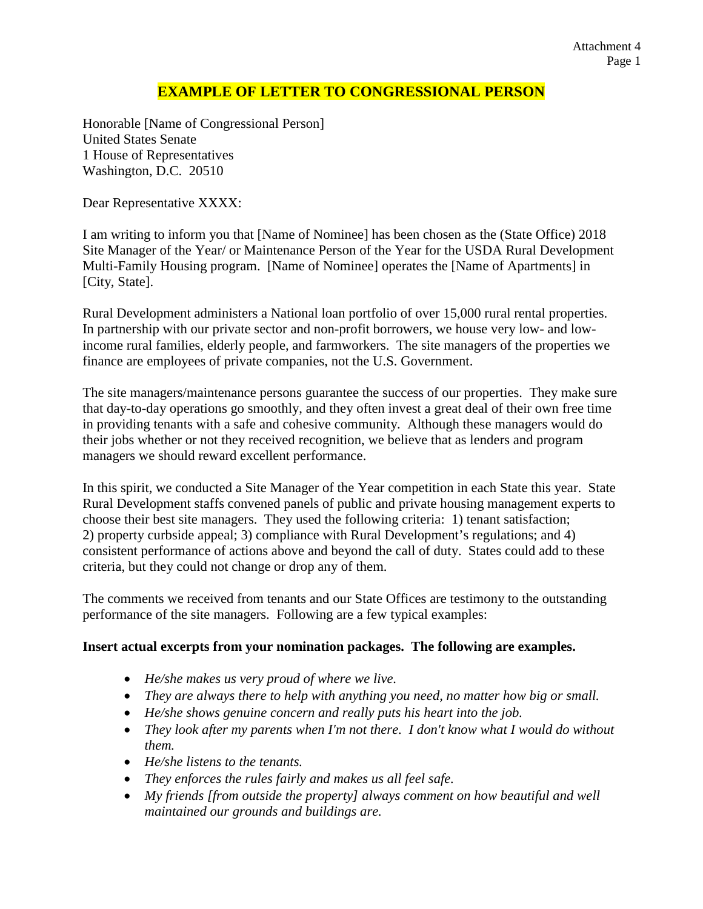# EXAMPLE OF LETTER TO CONGRESSIONAL PERSON

Honorable [Name of Congressional Person]
United States Senate
1 House of Representatives
Washington, D.C. 20510

Dear Representative XXXX:

I am writing to inform you that [Name of Nominee] has been chosen as the (State Office) 2018 Site Manager of the Year/ or Maintenance Person of the Year for the USDA Rural Development Multi-Family Housing program. [Name of Nominee] operates the [Name of Apartments] in [City, State].

Rural Development administers a National loan portfolio of over 15,000 rural rental properties. In partnership with our private sector and non-profit borrowers, we house very low- and low-income rural families, elderly people, and farmworkers. The site managers of the properties we finance are employees of private companies, not the U.S. Government.

The site managers/maintenance persons guarantee the success of our properties. They make sure that day-to-day operations go smoothly, and they often invest a great deal of their own free time in providing tenants with a safe and cohesive community. Although these managers would do their jobs whether or not they received recognition, we believe that as lenders and program managers we should reward excellent performance.

In this spirit, we conducted a Site Manager of the Year competition in each State this year. State Rural Development staffs convened panels of public and private housing management experts to choose their best site managers. They used the following criteria: 1) tenant satisfaction; 2) property curbside appeal; 3) compliance with Rural Development's regulations; and 4) consistent performance of actions above and beyond the call of duty. States could add to these criteria, but they could not change or drop any of them.

The comments we received from tenants and our State Offices are testimony to the outstanding performance of the site managers. Following are a few typical examples:

**Insert actual excerpts from your nomination packages. The following are examples.**

- *He/she makes us very proud of where we live.*
- *They are always there to help with anything you need, no matter how big or small.*
- *He/she shows genuine concern and really puts his heart into the job.*
- *They look after my parents when I'm not there. I don't know what I would do without them.*
- *He/she listens to the tenants.*
- *They enforces the rules fairly and makes us all feel safe.*
- *My friends [from outside the property] always comment on how beautiful and well maintained our grounds and buildings are.*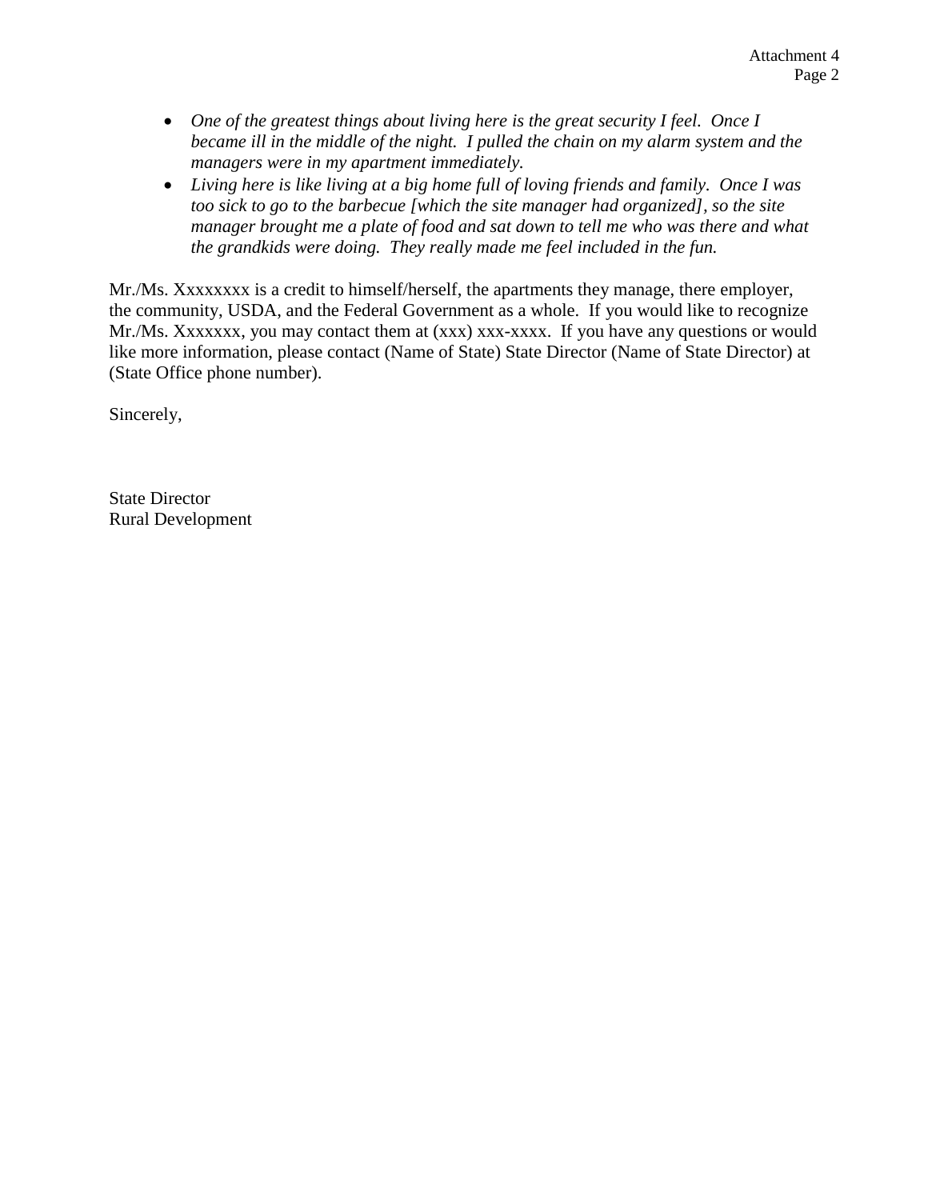- *One of the greatest things about living here is the great security I feel. Once I became ill in the middle of the night. I pulled the chain on my alarm system and the managers were in my apartment immediately.*
- *Living here is like living at a big home full of loving friends and family. Once I was too sick to go to the barbecue [which the site manager had organized], so the site manager brought me a plate of food and sat down to tell me who was there and what the grandkids were doing. They really made me feel included in the fun.*

Mr./Ms. Xxxxxxxx is a credit to himself/herself, the apartments they manage, there employer, the community, USDA, and the Federal Government as a whole. If you would like to recognize Mr./Ms. Xxxxxxx, you may contact them at (xxx) xxx-xxxx. If you have any questions or would like more information, please contact (Name of State) State Director (Name of State Director) at (State Office phone number).

Sincerely,

State Director
Rural Development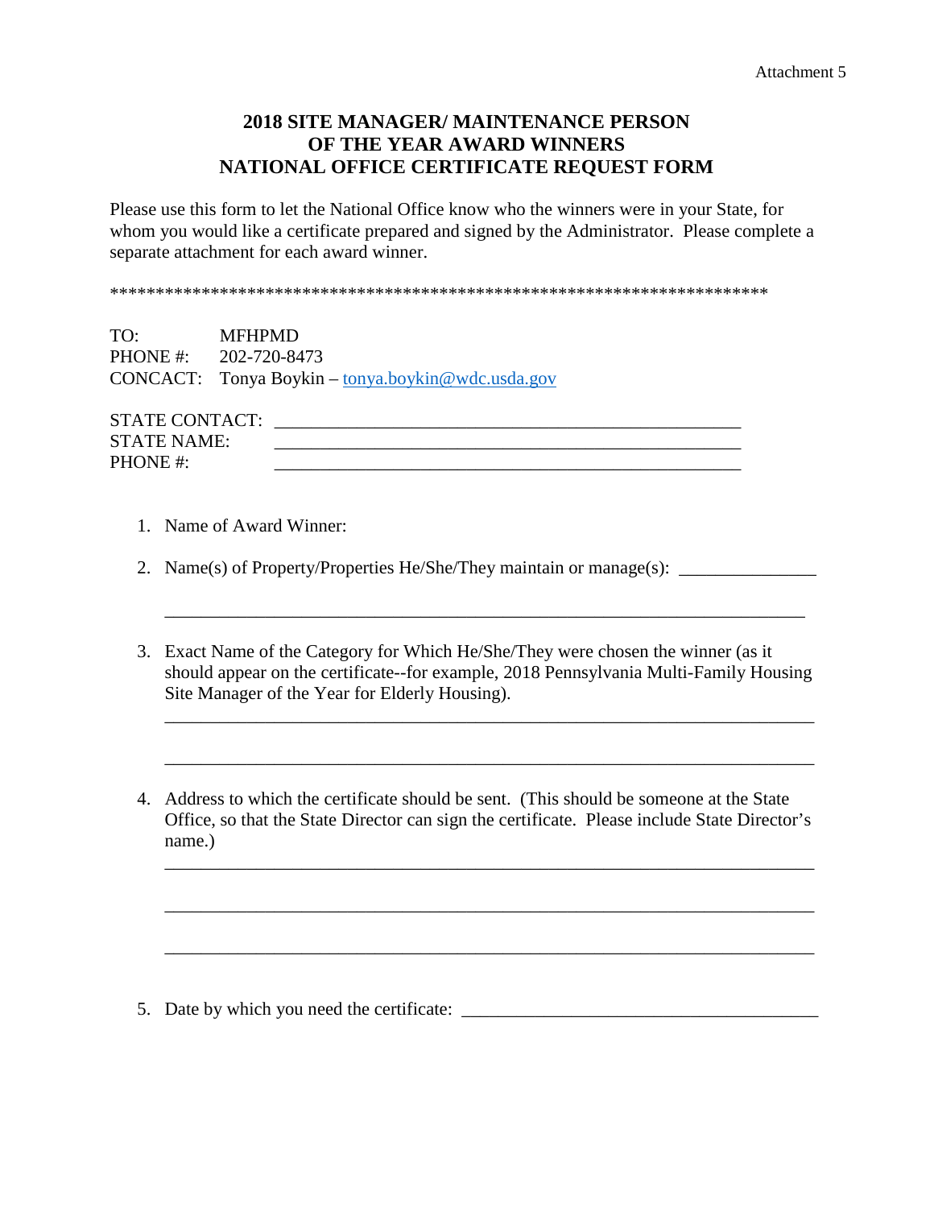Attachment 5

# 2018 SITE MANAGER/ MAINTENANCE PERSON OF THE YEAR AWARD WINNERS NATIONAL OFFICE CERTIFICATE REQUEST FORM

Please use this form to let the National Office know who the winners were in your State, for whom you would like a certificate prepared and signed by the Administrator. Please complete a separate attachment for each award winner.

**************************************************************************

TO: MFHPMD
PHONE #: 202-720-8473
CONCACT: Tonya Boykin – tonya.boykin@wdc.usda.gov

STATE CONTACT: ____________________________________________________
STATE NAME: ____________________________________________________
PHONE #: ____________________________________________________

1. Name of Award Winner:

2. Name(s) of Property/Properties He/She/They maintain or manage(s): _______________

   _______________________________________________________________________

3. Exact Name of the Category for Which He/She/They were chosen the winner (as it should appear on the certificate--for example, 2018 Pennsylvania Multi-Family Housing Site Manager of the Year for Elderly Housing).

   _______________________________________________________________________

   _______________________________________________________________________

4. Address to which the certificate should be sent. (This should be someone at the State Office, so that the State Director can sign the certificate. Please include State Director's name.)

   _______________________________________________________________________

   _______________________________________________________________________

   _______________________________________________________________________

5. Date by which you need the certificate: ________________________________________